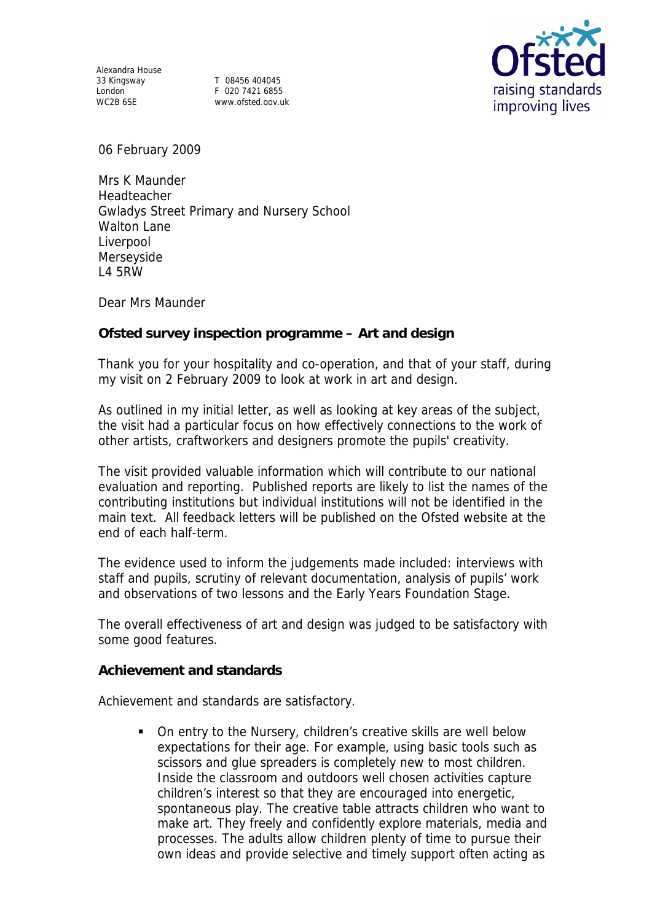Alexandra House
33 Kingsway
London
WC2B 6SE

T 08456 404045
F 020 7421 6855
www.ofsted.gov.uk

Ofsted
raising standards
improving lives

06 February 2009

Mrs K Maunder
Headteacher
Gwladys Street Primary and Nursery School
Walton Lane
Liverpool
Merseyside
L4 5RW

Dear Mrs Maunder

**Ofsted survey inspection programme – Art and design**

Thank you for your hospitality and co-operation, and that of your staff, during my visit on 2 February 2009 to look at work in art and design.

As outlined in my initial letter, as well as looking at key areas of the subject, the visit had a particular focus on how effectively connections to the work of other artists, craftworkers and designers promote the pupils' creativity.

The visit provided valuable information which will contribute to our national evaluation and reporting. Published reports are likely to list the names of the contributing institutions but individual institutions will not be identified in the main text. All feedback letters will be published on the Ofsted website at the end of each half-term.

The evidence used to inform the judgements made included: interviews with staff and pupils, scrutiny of relevant documentation, analysis of pupils' work and observations of two lessons and the Early Years Foundation Stage.

The overall effectiveness of art and design was judged to be satisfactory with some good features.

**Achievement and standards**

Achievement and standards are satisfactory.

- On entry to the Nursery, children's creative skills are well below expectations for their age. For example, using basic tools such as scissors and glue spreaders is completely new to most children. Inside the classroom and outdoors well chosen activities capture children's interest so that they are encouraged into energetic, spontaneous play. The creative table attracts children who want to make art. They freely and confidently explore materials, media and processes. The adults allow children plenty of time to pursue their own ideas and provide selective and timely support often acting as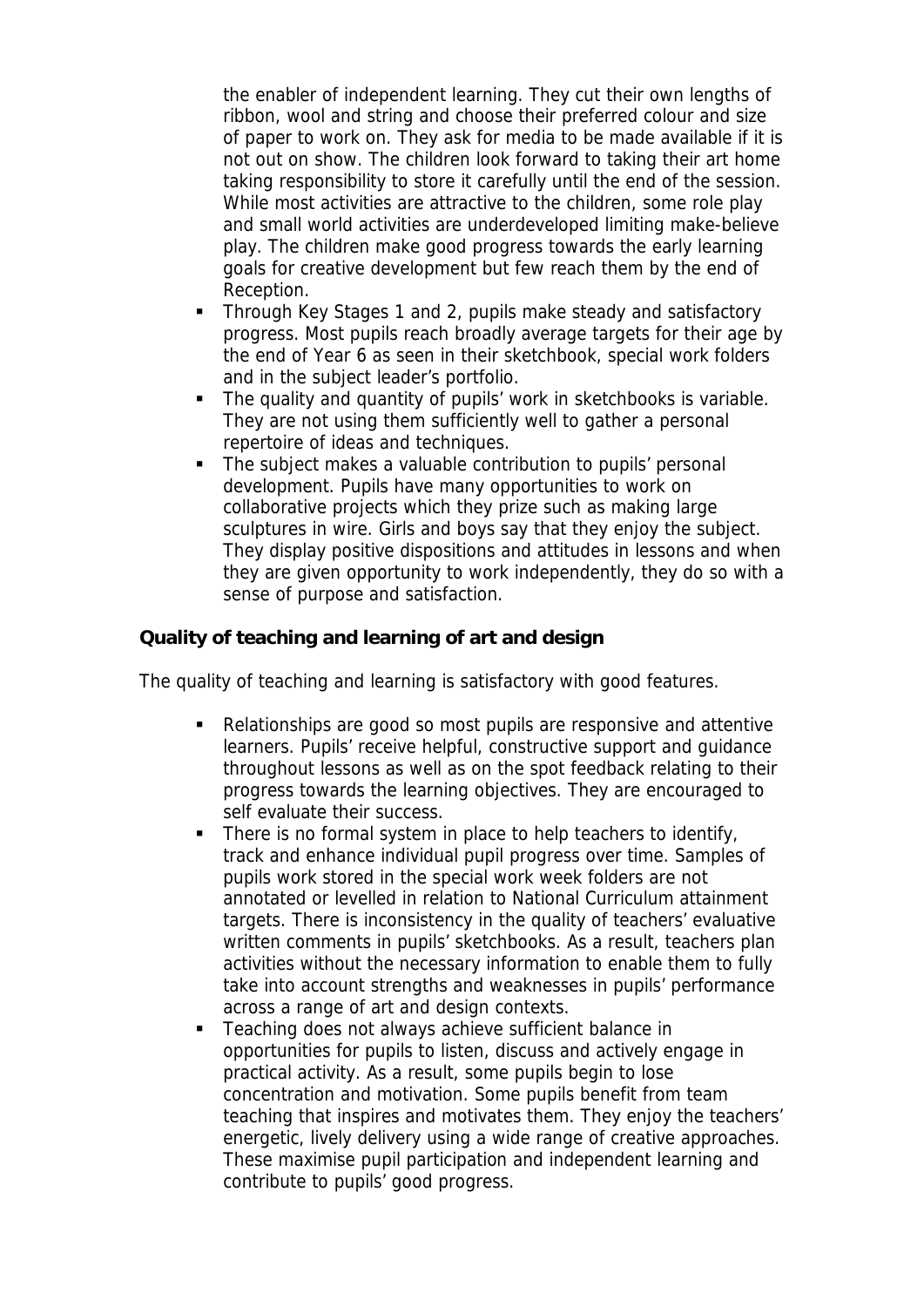the enabler of independent learning. They cut their own lengths of ribbon, wool and string and choose their preferred colour and size of paper to work on. They ask for media to be made available if it is not out on show. The children look forward to taking their art home taking responsibility to store it carefully until the end of the session. While most activities are attractive to the children, some role play and small world activities are underdeveloped limiting make-believe play. The children make good progress towards the early learning goals for creative development but few reach them by the end of Reception.

- Through Key Stages 1 and 2, pupils make steady and satisfactory progress. Most pupils reach broadly average targets for their age by the end of Year 6 as seen in their sketchbook, special work folders and in the subject leader's portfolio.
- The quality and quantity of pupils' work in sketchbooks is variable. They are not using them sufficiently well to gather a personal repertoire of ideas and techniques.
- The subject makes a valuable contribution to pupils' personal development. Pupils have many opportunities to work on collaborative projects which they prize such as making large sculptures in wire. Girls and boys say that they enjoy the subject. They display positive dispositions and attitudes in lessons and when they are given opportunity to work independently, they do so with a sense of purpose and satisfaction.

**Quality of teaching and learning of art and design**

The quality of teaching and learning is satisfactory with good features.

- Relationships are good so most pupils are responsive and attentive learners. Pupils' receive helpful, constructive support and guidance throughout lessons as well as on the spot feedback relating to their progress towards the learning objectives. They are encouraged to self evaluate their success.
- There is no formal system in place to help teachers to identify, track and enhance individual pupil progress over time. Samples of pupils work stored in the special work week folders are not annotated or levelled in relation to National Curriculum attainment targets. There is inconsistency in the quality of teachers' evaluative written comments in pupils' sketchbooks. As a result, teachers plan activities without the necessary information to enable them to fully take into account strengths and weaknesses in pupils' performance across a range of art and design contexts.
- Teaching does not always achieve sufficient balance in opportunities for pupils to listen, discuss and actively engage in practical activity. As a result, some pupils begin to lose concentration and motivation. Some pupils benefit from team teaching that inspires and motivates them. They enjoy the teachers' energetic, lively delivery using a wide range of creative approaches. These maximise pupil participation and independent learning and contribute to pupils' good progress.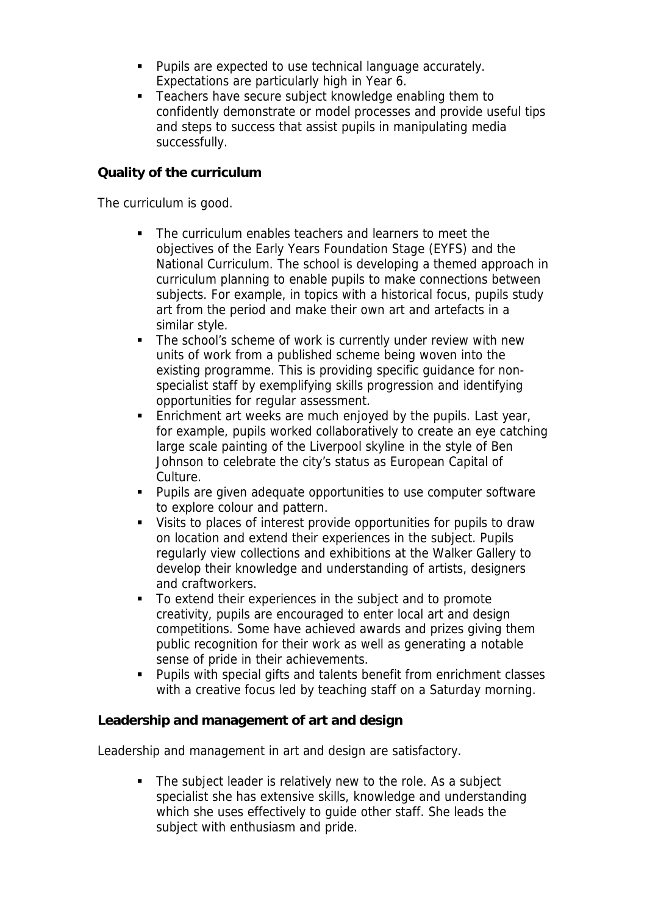- Pupils are expected to use technical language accurately. Expectations are particularly high in Year 6.
- Teachers have secure subject knowledge enabling them to confidently demonstrate or model processes and provide useful tips and steps to success that assist pupils in manipulating media successfully.

### Quality of the curriculum

The curriculum is good.

- The curriculum enables teachers and learners to meet the objectives of the Early Years Foundation Stage (EYFS) and the National Curriculum. The school is developing a themed approach in curriculum planning to enable pupils to make connections between subjects. For example, in topics with a historical focus, pupils study art from the period and make their own art and artefacts in a similar style.
- The school's scheme of work is currently under review with new units of work from a published scheme being woven into the existing programme. This is providing specific guidance for non-specialist staff by exemplifying skills progression and identifying opportunities for regular assessment.
- Enrichment art weeks are much enjoyed by the pupils. Last year, for example, pupils worked collaboratively to create an eye catching large scale painting of the Liverpool skyline in the style of Ben Johnson to celebrate the city's status as European Capital of Culture.
- Pupils are given adequate opportunities to use computer software to explore colour and pattern.
- Visits to places of interest provide opportunities for pupils to draw on location and extend their experiences in the subject. Pupils regularly view collections and exhibitions at the Walker Gallery to develop their knowledge and understanding of artists, designers and craftworkers.
- To extend their experiences in the subject and to promote creativity, pupils are encouraged to enter local art and design competitions. Some have achieved awards and prizes giving them public recognition for their work as well as generating a notable sense of pride in their achievements.
- Pupils with special gifts and talents benefit from enrichment classes with a creative focus led by teaching staff on a Saturday morning.

### Leadership and management of art and design

Leadership and management in art and design are satisfactory.

- The subject leader is relatively new to the role. As a subject specialist she has extensive skills, knowledge and understanding which she uses effectively to guide other staff. She leads the subject with enthusiasm and pride.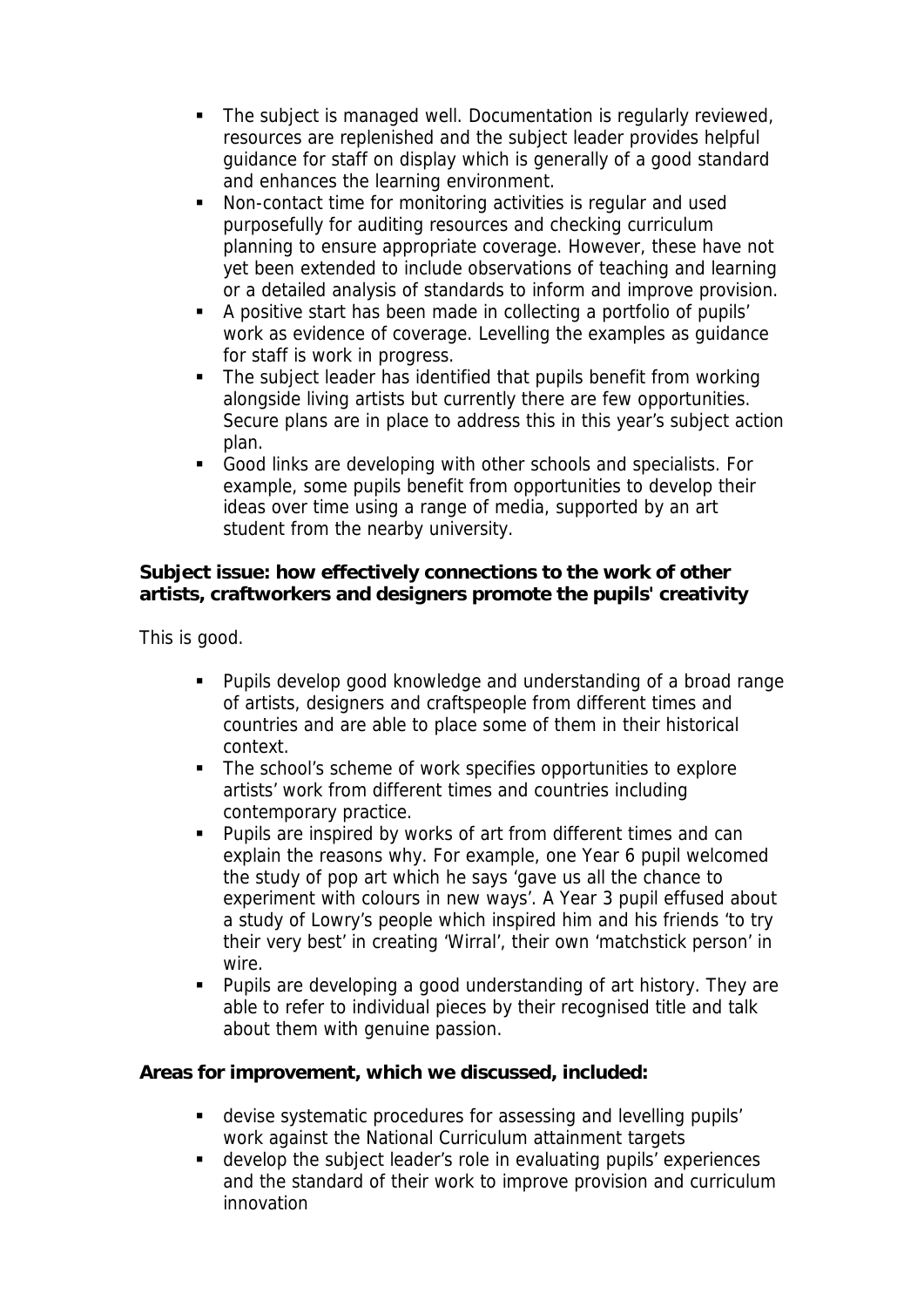- The subject is managed well. Documentation is regularly reviewed, resources are replenished and the subject leader provides helpful guidance for staff on display which is generally of a good standard and enhances the learning environment.
- Non-contact time for monitoring activities is regular and used purposefully for auditing resources and checking curriculum planning to ensure appropriate coverage. However, these have not yet been extended to include observations of teaching and learning or a detailed analysis of standards to inform and improve provision.
- A positive start has been made in collecting a portfolio of pupils' work as evidence of coverage. Levelling the examples as guidance for staff is work in progress.
- The subject leader has identified that pupils benefit from working alongside living artists but currently there are few opportunities. Secure plans are in place to address this in this year's subject action plan.
- Good links are developing with other schools and specialists. For example, some pupils benefit from opportunities to develop their ideas over time using a range of media, supported by an art student from the nearby university.

**Subject issue: how effectively connections to the work of other artists, craftworkers and designers promote the pupils' creativity**

This is good.

- Pupils develop good knowledge and understanding of a broad range of artists, designers and craftspeople from different times and countries and are able to place some of them in their historical context.
- The school's scheme of work specifies opportunities to explore artists' work from different times and countries including contemporary practice.
- Pupils are inspired by works of art from different times and can explain the reasons why. For example, one Year 6 pupil welcomed the study of pop art which he says 'gave us all the chance to experiment with colours in new ways'. A Year 3 pupil effused about a study of Lowry's people which inspired him and his friends 'to try their very best' in creating 'Wirral', their own 'matchstick person' in wire.
- Pupils are developing a good understanding of art history. They are able to refer to individual pieces by their recognised title and talk about them with genuine passion.

**Areas for improvement, which we discussed, included:**

- devise systematic procedures for assessing and levelling pupils' work against the National Curriculum attainment targets
- develop the subject leader's role in evaluating pupils' experiences and the standard of their work to improve provision and curriculum innovation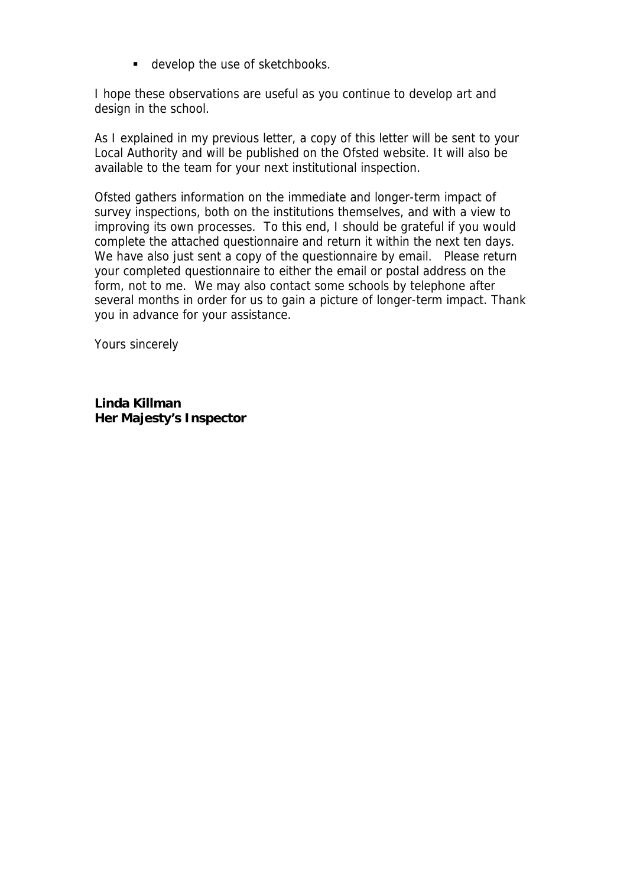- develop the use of sketchbooks.

I hope these observations are useful as you continue to develop art and design in the school.

As I explained in my previous letter, a copy of this letter will be sent to your Local Authority and will be published on the Ofsted website. It will also be available to the team for your next institutional inspection.

Ofsted gathers information on the immediate and longer-term impact of survey inspections, both on the institutions themselves, and with a view to improving its own processes. To this end, I should be grateful if you would complete the attached questionnaire and return it within the next ten days. We have also just sent a copy of the questionnaire by email. Please return your completed questionnaire to either the email or postal address on the form, not to me. We may also contact some schools by telephone after several months in order for us to gain a picture of longer-term impact. Thank you in advance for your assistance.

Yours sincerely

**Linda Killman**
**Her Majesty's Inspector**